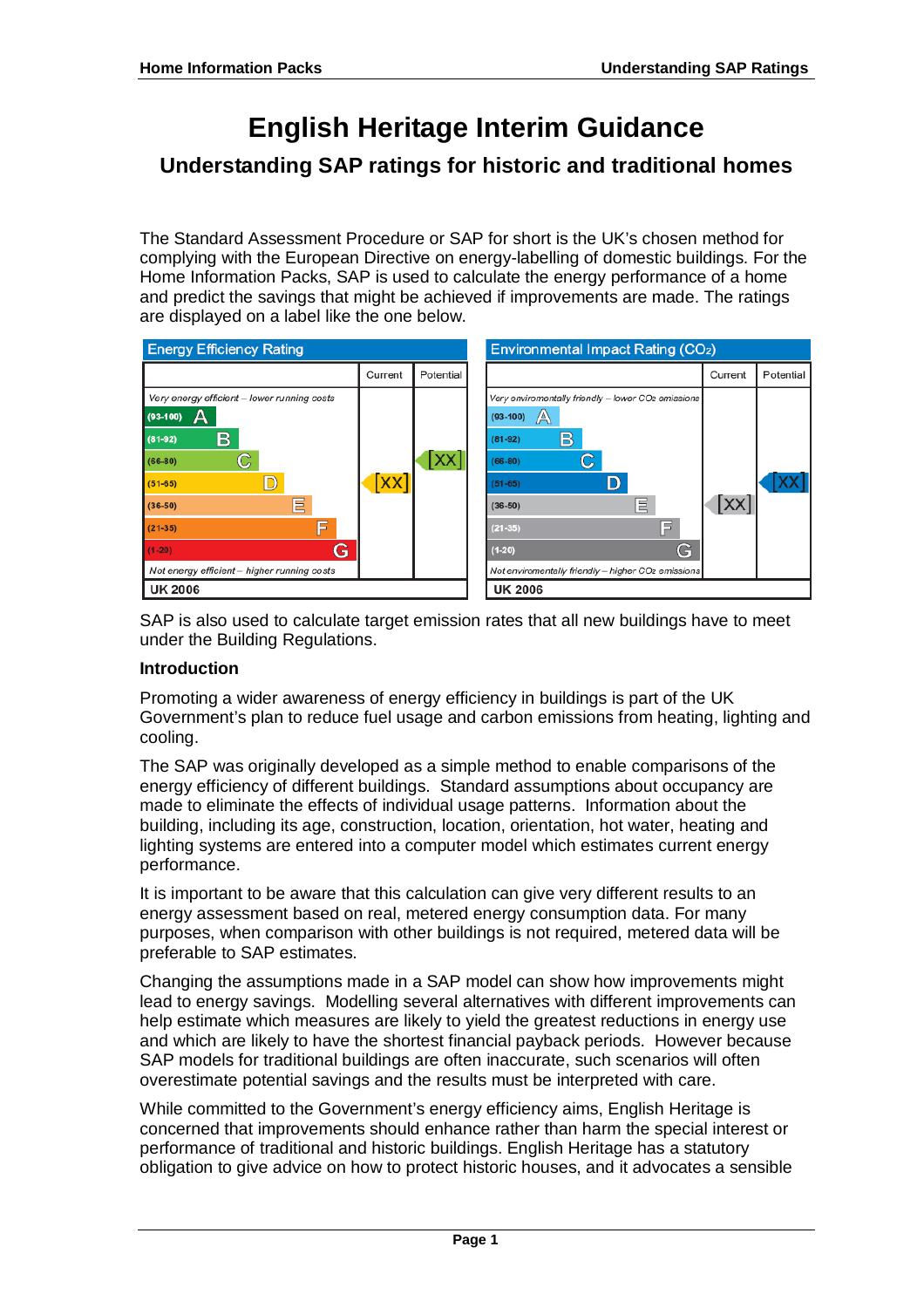# English Heritage Interim Guidance

## Understanding SAP ratings for historic and traditional homes

The Standard Assessment Procedure or SAP for short is the UK's chosen method for complying with the European Directive on energy-labelling of domestic buildings. For the Home Information Packs, SAP is used to calculate the energy performance of a home and predict the savings that might be achieved if improvements are made. The ratings are displayed on a label like the one below.

Energy Efficiency Rating

Current | Potential

*Very energy efficient – lower running costs*

(93-100) A

(81-92) B

(69-80) C

(55-68) D

(39-54) E

(21-38) F

(1-20) G

*Not energy efficient – higher running costs*

[XX] [XX]

UK 2006

Environmental Impact Rating ($CO_2$)

Current | Potential

*Very environmentally friendly – lower $CO_2$ emissions*

(92-100) A

(81-91) B

(69-80) C

(55-68) D

(39-54) E

(21-38) F

(1-20) G

*Not environmentally friendly – higher $CO_2$ emissions*

[XX] [XX]

UK 2006

SAP is also used to calculate target emission rates that all new buildings have to meet under the Building Regulations.

### Introduction

Promoting a wider awareness of energy efficiency in buildings is part of the UK Government's plan to reduce fuel usage and carbon emissions from heating, lighting and cooling.

The SAP was originally developed as a simple method to enable comparisons of the energy efficiency of different buildings. Standard assumptions about occupancy are made to eliminate the effects of individual usage patterns. Information about the building, including its age, construction, location, orientation, hot water, heating and lighting systems are entered into a computer model which estimates current energy performance.

It is important to be aware that this calculation can give very different results to an energy assessment based on real, metered energy consumption data. For many purposes, when comparison with other buildings is not required, metered data will be preferable to SAP estimates.

Changing the assumptions made in a SAP model can show how improvements might lead to energy savings. Modelling several alternatives with different improvements can help estimate which measures are likely to yield the greatest reductions in energy use and which are likely to have the shortest financial payback periods. However because SAP models for traditional buildings are often inaccurate, such scenarios will often overestimate potential savings and the results must be interpreted with care.

While committed to the Government's energy efficiency aims, English Heritage is concerned that improvements should enhance rather than harm the special interest or performance of traditional and historic buildings. English Heritage has a statutory obligation to give advice on how to protect historic houses, and it advocates a sensible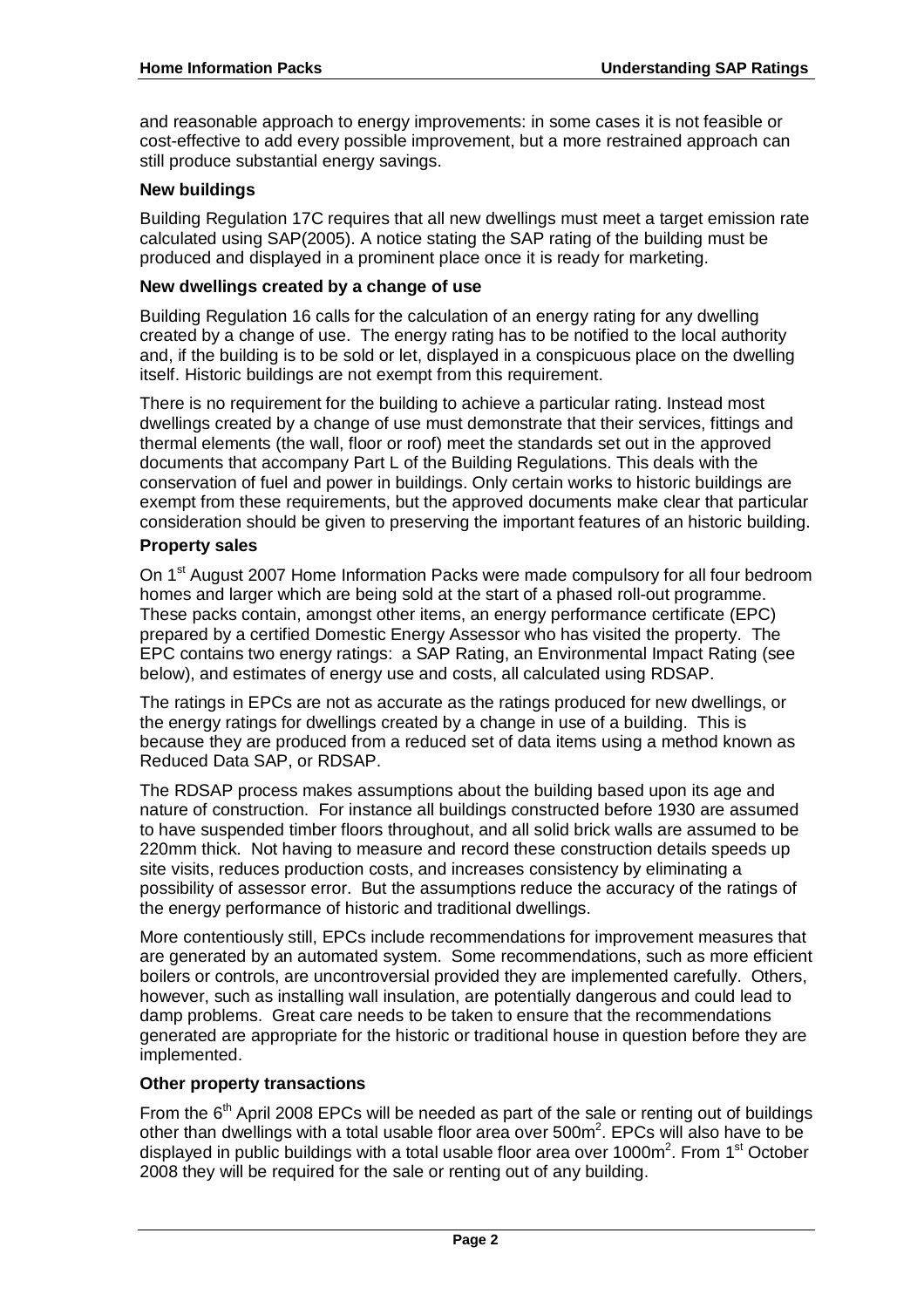and reasonable approach to energy improvements: in some cases it is not feasible or cost-effective to add every possible improvement, but a more restrained approach can still produce substantial energy savings.

### New buildings

Building Regulation 17C requires that all new dwellings must meet a target emission rate calculated using SAP(2005). A notice stating the SAP rating of the building must be produced and displayed in a prominent place once it is ready for marketing.

### New dwellings created by a change of use

Building Regulation 16 calls for the calculation of an energy rating for any dwelling created by a change of use. The energy rating has to be notified to the local authority and, if the building is to be sold or let, displayed in a conspicuous place on the dwelling itself. Historic buildings are not exempt from this requirement.

There is no requirement for the building to achieve a particular rating. Instead most dwellings created by a change of use must demonstrate that their services, fittings and thermal elements (the wall, floor or roof) meet the standards set out in the approved documents that accompany Part L of the Building Regulations. This deals with the conservation of fuel and power in buildings. Only certain works to historic buildings are exempt from these requirements, but the approved documents make clear that particular consideration should be given to preserving the important features of an historic building.

### Property sales

On 1st August 2007 Home Information Packs were made compulsory for all four bedroom homes and larger which are being sold at the start of a phased roll-out programme. These packs contain, amongst other items, an energy performance certificate (EPC) prepared by a certified Domestic Energy Assessor who has visited the property. The EPC contains two energy ratings: a SAP Rating, an Environmental Impact Rating (see below), and estimates of energy use and costs, all calculated using RDSAP.

The ratings in EPCs are not as accurate as the ratings produced for new dwellings, or the energy ratings for dwellings created by a change in use of a building. This is because they are produced from a reduced set of data items using a method known as Reduced Data SAP, or RDSAP.

The RDSAP process makes assumptions about the building based upon its age and nature of construction. For instance all buildings constructed before 1930 are assumed to have suspended timber floors throughout, and all solid brick walls are assumed to be 220mm thick. Not having to measure and record these construction details speeds up site visits, reduces production costs, and increases consistency by eliminating a possibility of assessor error. But the assumptions reduce the accuracy of the ratings of the energy performance of historic and traditional dwellings.

More contentiously still, EPCs include recommendations for improvement measures that are generated by an automated system. Some recommendations, such as more efficient boilers or controls, are uncontroversial provided they are implemented carefully. Others, however, such as installing wall insulation, are potentially dangerous and could lead to damp problems. Great care needs to be taken to ensure that the recommendations generated are appropriate for the historic or traditional house in question before they are implemented.

### Other property transactions

From the 6th April 2008 EPCs will be needed as part of the sale or renting out of buildings other than dwellings with a total usable floor area over 500m$^2$. EPCs will also have to be displayed in public buildings with a total usable floor area over 1000m$^2$. From 1st October 2008 they will be required for the sale or renting out of any building.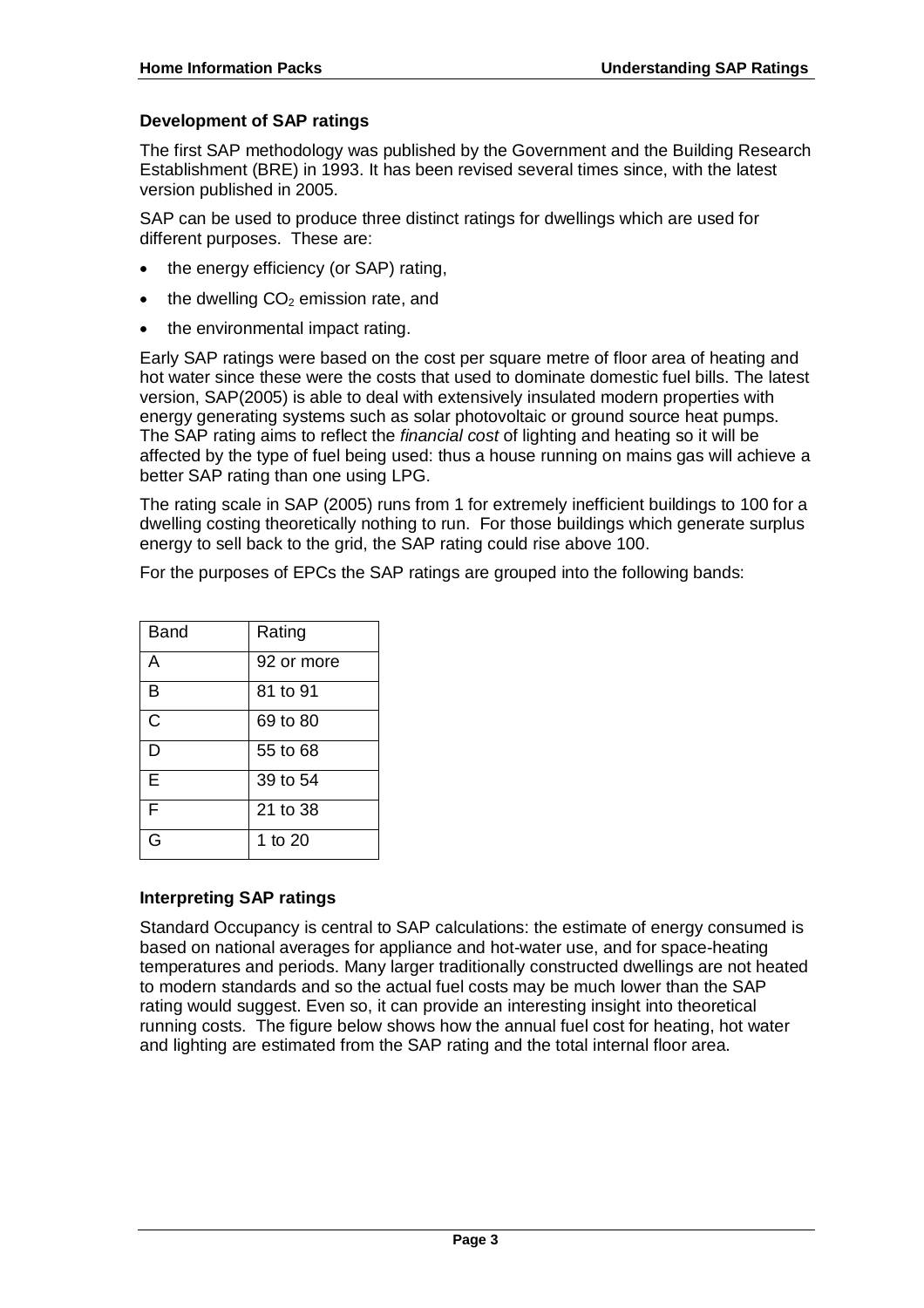### Development of SAP ratings

The first SAP methodology was published by the Government and the Building Research Establishment (BRE) in 1993. It has been revised several times since, with the latest version published in 2005.

SAP can be used to produce three distinct ratings for dwellings which are used for different purposes. These are:

- the energy efficiency (or SAP) rating,
- the dwelling $CO_2$ emission rate, and
- the environmental impact rating.

Early SAP ratings were based on the cost per square metre of floor area of heating and hot water since these were the costs that used to dominate domestic fuel bills. The latest version, SAP(2005) is able to deal with extensively insulated modern properties with energy generating systems such as solar photovoltaic or ground source heat pumps. The SAP rating aims to reflect the *financial cost* of lighting and heating so it will be affected by the type of fuel being used: thus a house running on mains gas will achieve a better SAP rating than one using LPG.

The rating scale in SAP (2005) runs from 1 for extremely inefficient buildings to 100 for a dwelling costing theoretically nothing to run. For those buildings which generate surplus energy to sell back to the grid, the SAP rating could rise above 100.

For the purposes of EPCs the SAP ratings are grouped into the following bands:

| Band | Rating |
|---|---|
| A | 92 or more |
| B | 81 to 91 |
| C | 69 to 80 |
| D | 55 to 68 |
| E | 39 to 54 |
| F | 21 to 38 |
| G | 1 to 20 |

### Interpreting SAP ratings

Standard Occupancy is central to SAP calculations: the estimate of energy consumed is based on national averages for appliance and hot-water use, and for space-heating temperatures and periods. Many larger traditionally constructed dwellings are not heated to modern standards and so the actual fuel costs may be much lower than the SAP rating would suggest. Even so, it can provide an interesting insight into theoretical running costs. The figure below shows how the annual fuel cost for heating, hot water and lighting are estimated from the SAP rating and the total internal floor area.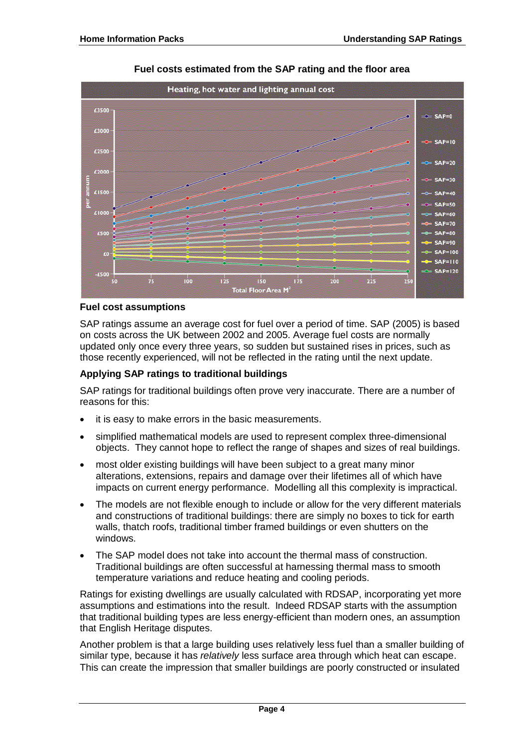**Fuel costs estimated from the SAP rating and the floor area**

Heating, hot water and lighting annual cost

£3500
£3000
£2500
£2000
£1500
£1000
£500
£0
-£500

per annum

50
75
100
125
150
175
200
225
250

Total Floor Area M²

SAP=0
SAP=10
SAP=20
SAP=30
SAP=40
SAP=50
SAP=60
SAP=70
SAP=80
SAP=90
SAP=100
SAP=110
SAP=120

### Fuel cost assumptions

SAP ratings assume an average cost for fuel over a period of time. SAP (2005) is based on costs across the UK between 2002 and 2005. Average fuel costs are normally updated only once every three years, so sudden but sustained rises in prices, such as those recently experienced, will not be reflected in the rating until the next update.

### Applying SAP ratings to traditional buildings

SAP ratings for traditional buildings often prove very inaccurate. There are a number of reasons for this:

- it is easy to make errors in the basic measurements.
- simplified mathematical models are used to represent complex three-dimensional objects. They cannot hope to reflect the range of shapes and sizes of real buildings.
- most older existing buildings will have been subject to a great many minor alterations, extensions, repairs and damage over their lifetimes all of which have impacts on current energy performance. Modelling all this complexity is impractical.
- The models are not flexible enough to include or allow for the very different materials and constructions of traditional buildings: there are simply no boxes to tick for earth walls, thatch roofs, traditional timber framed buildings or even shutters on the windows.
- The SAP model does not take into account the thermal mass of construction. Traditional buildings are often successful at harnessing thermal mass to smooth temperature variations and reduce heating and cooling periods.

Ratings for existing dwellings are usually calculated with RDSAP, incorporating yet more assumptions and estimations into the result. Indeed RDSAP starts with the assumption that traditional building types are less energy-efficient than modern ones, an assumption that English Heritage disputes.

Another problem is that a large building uses relatively less fuel than a smaller building of similar type, because it has *relatively* less surface area through which heat can escape. This can create the impression that smaller buildings are poorly constructed or insulated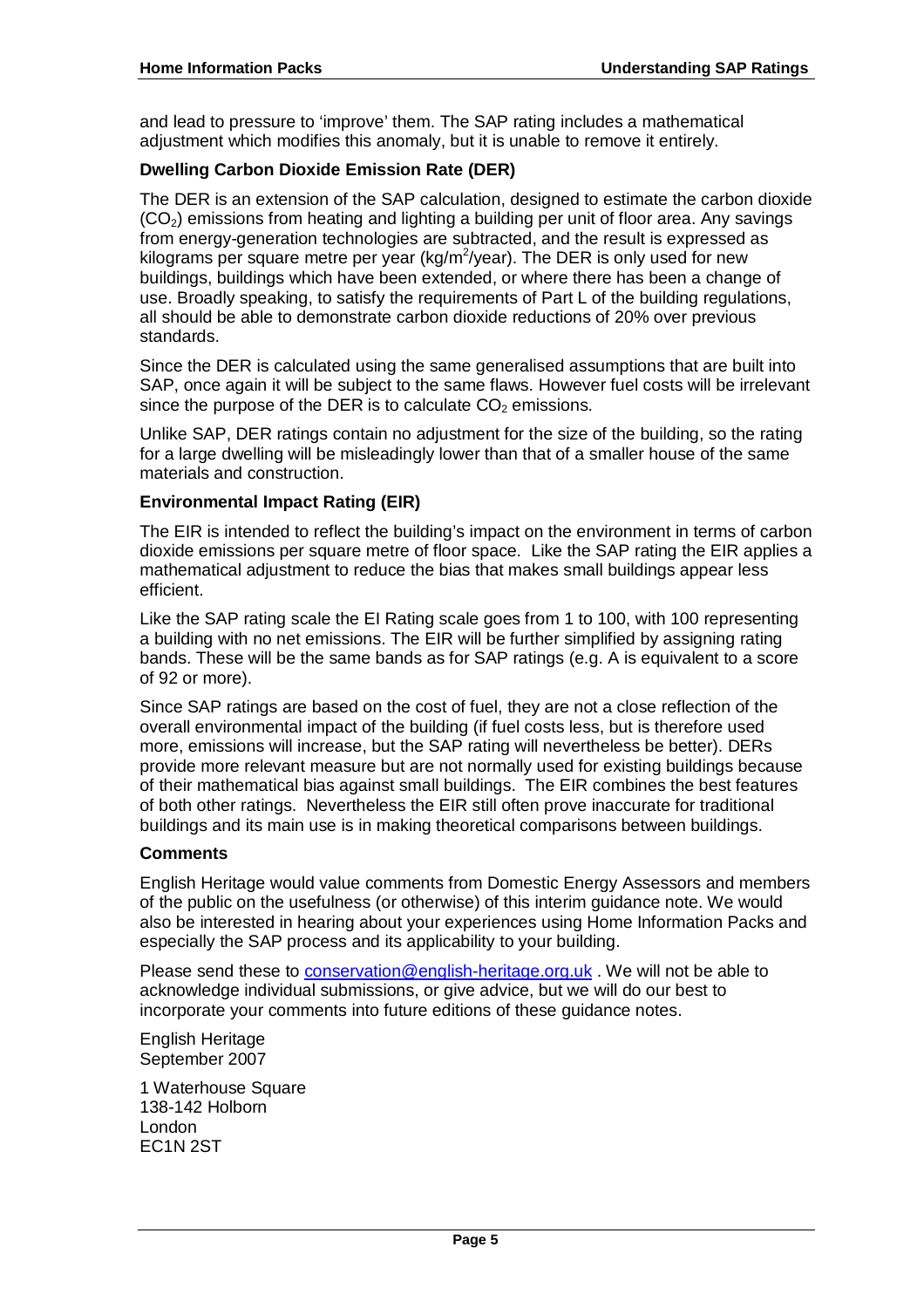and lead to pressure to 'improve' them. The SAP rating includes a mathematical adjustment which modifies this anomaly, but it is unable to remove it entirely.

**Dwelling Carbon Dioxide Emission Rate (DER)**

The DER is an extension of the SAP calculation, designed to estimate the carbon dioxide ($CO_2$) emissions from heating and lighting a building per unit of floor area. Any savings from energy-generation technologies are subtracted, and the result is expressed as kilograms per square metre per year ($kg/m^2$/year). The DER is only used for new buildings, buildings which have been extended, or where there has been a change of use. Broadly speaking, to satisfy the requirements of Part L of the building regulations, all should be able to demonstrate carbon dioxide reductions of 20% over previous standards.

Since the DER is calculated using the same generalised assumptions that are built into SAP, once again it will be subject to the same flaws. However fuel costs will be irrelevant since the purpose of the DER is to calculate $CO_2$ emissions.

Unlike SAP, DER ratings contain no adjustment for the size of the building, so the rating for a large dwelling will be misleadingly lower than that of a smaller house of the same materials and construction.

**Environmental Impact Rating (EIR)**

The EIR is intended to reflect the building's impact on the environment in terms of carbon dioxide emissions per square metre of floor space. Like the SAP rating the EIR applies a mathematical adjustment to reduce the bias that makes small buildings appear less efficient.

Like the SAP rating scale the EI Rating scale goes from 1 to 100, with 100 representing a building with no net emissions. The EIR will be further simplified by assigning rating bands. These will be the same bands as for SAP ratings (e.g. A is equivalent to a score of 92 or more).

Since SAP ratings are based on the cost of fuel, they are not a close reflection of the overall environmental impact of the building (if fuel costs less, but is therefore used more, emissions will increase, but the SAP rating will nevertheless be better). DERs provide more relevant measure but are not normally used for existing buildings because of their mathematical bias against small buildings. The EIR combines the best features of both other ratings. Nevertheless the EIR still often prove inaccurate for traditional buildings and its main use is in making theoretical comparisons between buildings.

**Comments**

English Heritage would value comments from Domestic Energy Assessors and members of the public on the usefulness (or otherwise) of this interim guidance note. We would also be interested in hearing about your experiences using Home Information Packs and especially the SAP process and its applicability to your building.

Please send these to conservation@english-heritage.org.uk . We will not be able to acknowledge individual submissions, or give advice, but we will do our best to incorporate your comments into future editions of these guidance notes.

English Heritage
September 2007

1 Waterhouse Square
138-142 Holborn
London
EC1N 2ST